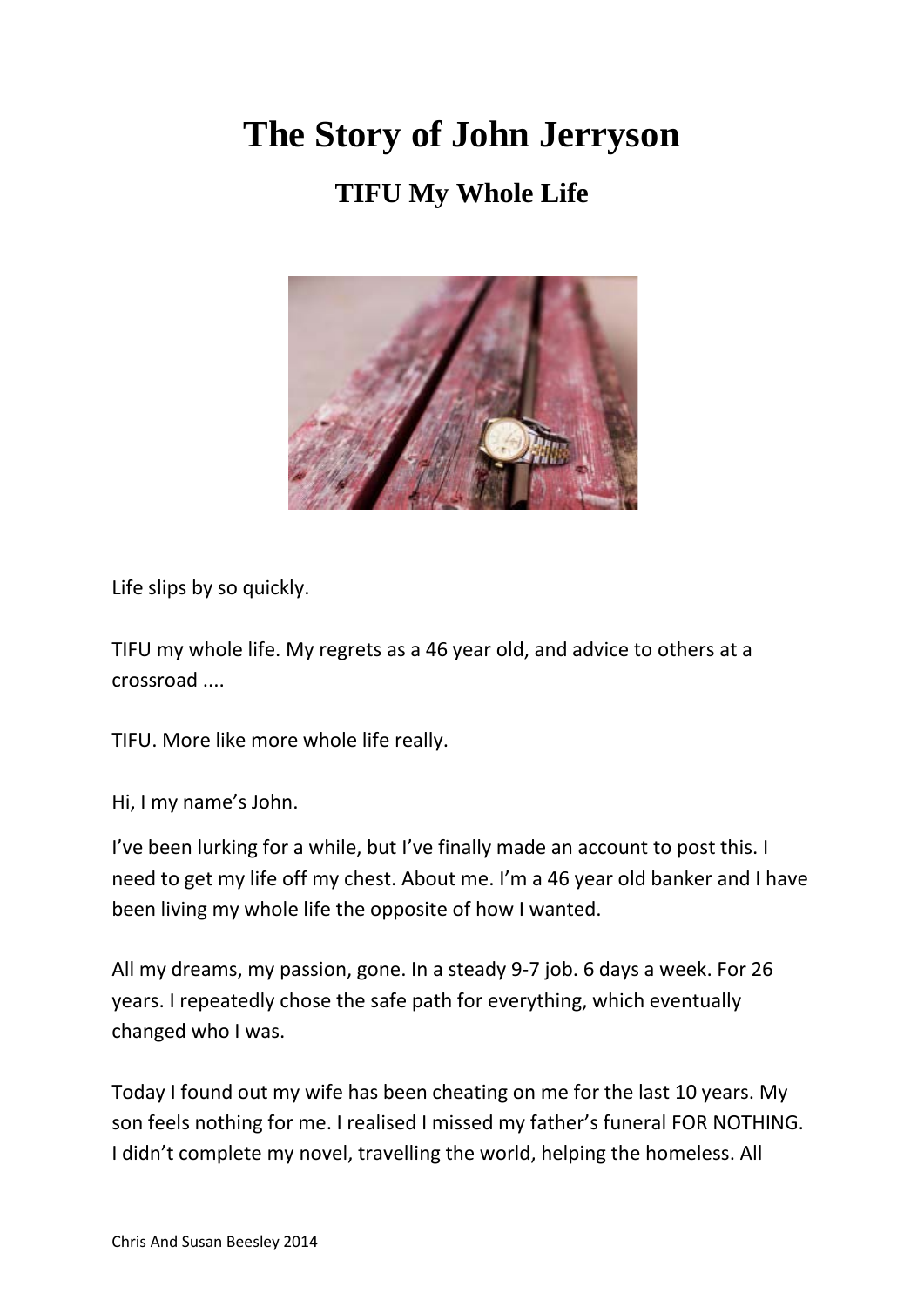# The Story of John Jerryson

## TIFU My Whole Life

Life slips by so quickly.

TIFU my whole life. My regrets as a 46 year old, and advice to others at a crossroad ....

TIFU. More like more whole life really.

Hi, I my name's John.

I've been lurking for a while, but I've finally made an account to post this. I need to get my life off my chest. About me. I'm a 46 year old banker and I have been living my whole life the opposite of how I wanted.

All my dreams, my passion, gone. In a steady 9-7 job. 6 days a week. For 26 years. I repeatedly chose the safe path for everything, which eventually changed who I was.

Today I found out my wife has been cheating on me for the last 10 years. My son feels nothing for me. I realised I missed my father's funeral FOR NOTHING. I didn't complete my novel, travelling the world, helping the homeless. All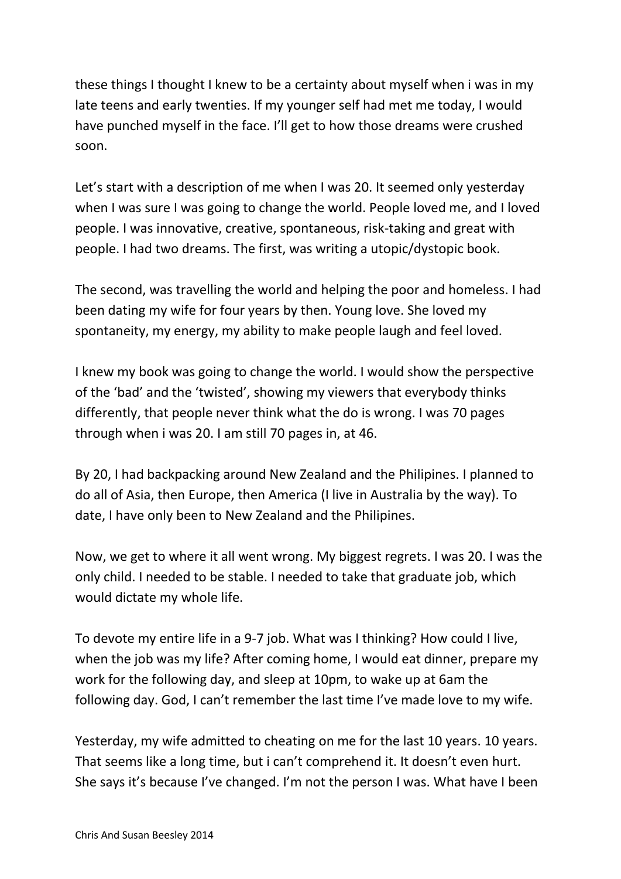these things I thought I knew to be a certainty about myself when i was in my late teens and early twenties. If my younger self had met me today, I would have punched myself in the face. I'll get to how those dreams were crushed soon.

Let's start with a description of me when I was 20. It seemed only yesterday when I was sure I was going to change the world. People loved me, and I loved people. I was innovative, creative, spontaneous, risk-taking and great with people. I had two dreams. The first, was writing a utopic/dystopic book.

The second, was travelling the world and helping the poor and homeless. I had been dating my wife for four years by then. Young love. She loved my spontaneity, my energy, my ability to make people laugh and feel loved.

I knew my book was going to change the world. I would show the perspective of the 'bad' and the 'twisted', showing my viewers that everybody thinks differently, that people never think what the do is wrong. I was 70 pages through when i was 20. I am still 70 pages in, at 46.

By 20, I had backpacking around New Zealand and the Philipines. I planned to do all of Asia, then Europe, then America (I live in Australia by the way). To date, I have only been to New Zealand and the Philipines.

Now, we get to where it all went wrong. My biggest regrets. I was 20. I was the only child. I needed to be stable. I needed to take that graduate job, which would dictate my whole life.

To devote my entire life in a 9-7 job. What was I thinking? How could I live, when the job was my life? After coming home, I would eat dinner, prepare my work for the following day, and sleep at 10pm, to wake up at 6am the following day. God, I can't remember the last time I've made love to my wife.

Yesterday, my wife admitted to cheating on me for the last 10 years. 10 years. That seems like a long time, but i can't comprehend it. It doesn't even hurt. She says it's because I've changed. I'm not the person I was. What have I been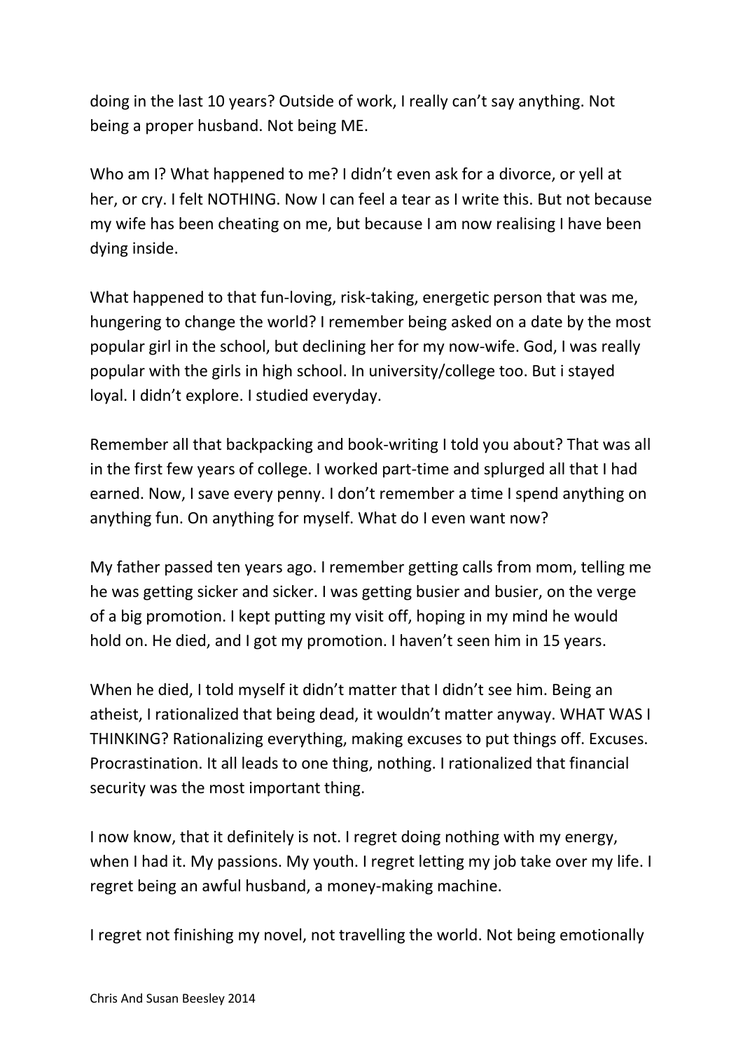doing in the last 10 years? Outside of work, I really can't say anything. Not being a proper husband. Not being ME.

Who am I? What happened to me? I didn't even ask for a divorce, or yell at her, or cry. I felt NOTHING. Now I can feel a tear as I write this. But not because my wife has been cheating on me, but because I am now realising I have been dying inside.

What happened to that fun-loving, risk-taking, energetic person that was me, hungering to change the world? I remember being asked on a date by the most popular girl in the school, but declining her for my now-wife. God, I was really popular with the girls in high school. In university/college too. But i stayed loyal. I didn't explore. I studied everyday.

Remember all that backpacking and book-writing I told you about? That was all in the first few years of college. I worked part-time and splurged all that I had earned. Now, I save every penny. I don't remember a time I spend anything on anything fun. On anything for myself. What do I even want now?

My father passed ten years ago. I remember getting calls from mom, telling me he was getting sicker and sicker. I was getting busier and busier, on the verge of a big promotion. I kept putting my visit off, hoping in my mind he would hold on. He died, and I got my promotion. I haven't seen him in 15 years.

When he died, I told myself it didn't matter that I didn't see him. Being an atheist, I rationalized that being dead, it wouldn't matter anyway. WHAT WAS I THINKING? Rationalizing everything, making excuses to put things off. Excuses. Procrastination. It all leads to one thing, nothing. I rationalized that financial security was the most important thing.

I now know, that it definitely is not. I regret doing nothing with my energy, when I had it. My passions. My youth. I regret letting my job take over my life. I regret being an awful husband, a money-making machine.

I regret not finishing my novel, not travelling the world. Not being emotionally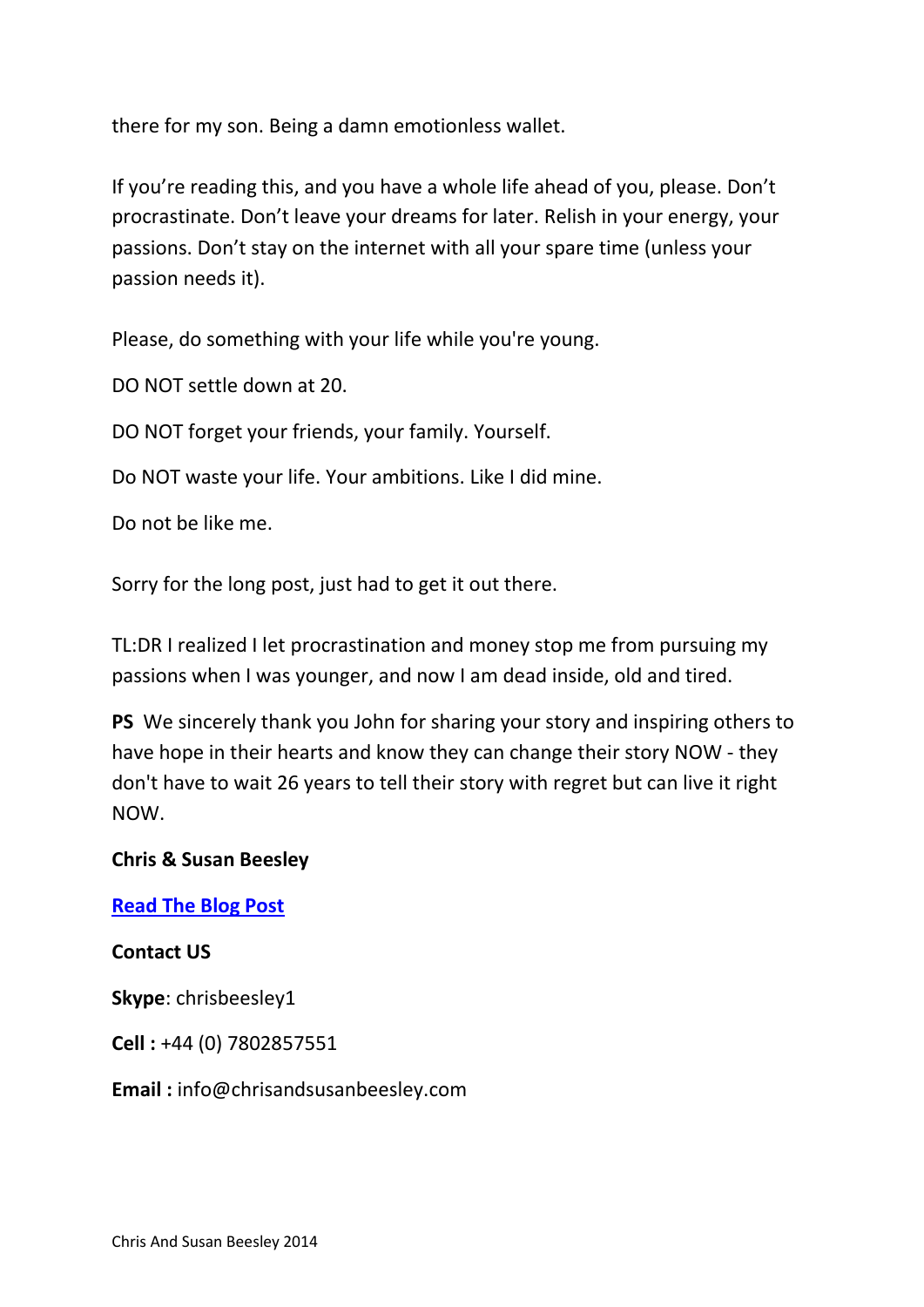there for my son. Being a damn emotionless wallet.

If you're reading this, and you have a whole life ahead of you, please. Don't procrastinate. Don't leave your dreams for later. Relish in your energy, your passions. Don't stay on the internet with all your spare time (unless your passion needs it).

Please, do something with your life while you're young.

DO NOT settle down at 20.

DO NOT forget your friends, your family. Yourself.

Do NOT waste your life. Your ambitions. Like I did mine.

Do not be like me.

Sorry for the long post, just had to get it out there.

TL:DR I realized I let procrastination and money stop me from pursuing my passions when I was younger, and now I am dead inside, old and tired.

**PS** We sincerely thank you John for sharing your story and inspiring others to have hope in their hearts and know they can change their story NOW - they don't have to wait 26 years to tell their story with regret but can live it right NOW.

**Chris & Susan Beesley**

**Read The Blog Post**

**Contact US**

**Skype**: chrisbeesley1

**Cell :** +44 (0) 7802857551

**Email :** info@chrisandsusanbeesley.com